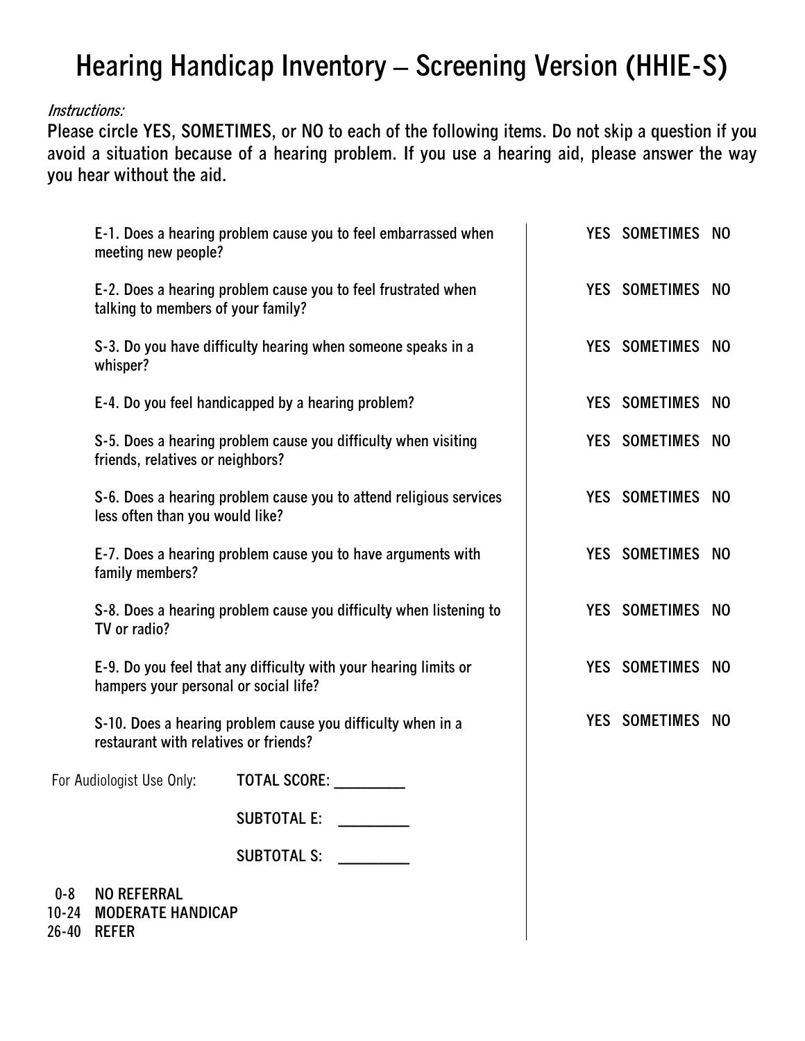# Hearing Handicap Inventory – Screening Version (HHIE-S)

*Instructions:*

**Please circle YES, SOMETIMES, or NO to each of the following items. Do not skip a question if you avoid a situation because of a hearing problem. If you use a hearing aid, please answer the way you hear without the aid.**

| Question | Response |
| --- | --- |
| E-1. Does a hearing problem cause you to feel embarrassed when meeting new people? | YES SOMETIMES NO |
| E-2. Does a hearing problem cause you to feel frustrated when talking to members of your family? | YES SOMETIMES NO |
| S-3. Do you have difficulty hearing when someone speaks in a whisper? | YES SOMETIMES NO |
| E-4. Do you feel handicapped by a hearing problem? | YES SOMETIMES NO |
| S-5. Does a hearing problem cause you difficulty when visiting friends, relatives or neighbors? | YES SOMETIMES NO |
| S-6. Does a hearing problem cause you to attend religious services less often than you would like? | YES SOMETIMES NO |
| E-7. Does a hearing problem cause you to have arguments with family members? | YES SOMETIMES NO |
| S-8. Does a hearing problem cause you difficulty when listening to TV or radio? | YES SOMETIMES NO |
| E-9. Do you feel that any difficulty with your hearing limits or hampers your personal or social life? | YES SOMETIMES NO |
| S-10. Does a hearing problem cause you difficulty when in a restaurant with relatives or friends? | YES SOMETIMES NO |

For Audiologist Use Only: **TOTAL SCORE:** _________

**SUBTOTAL E:** _________

**SUBTOTAL S:** _________

**0-8 NO REFERRAL**
**10-24 MODERATE HANDICAP**
**26-40 REFER**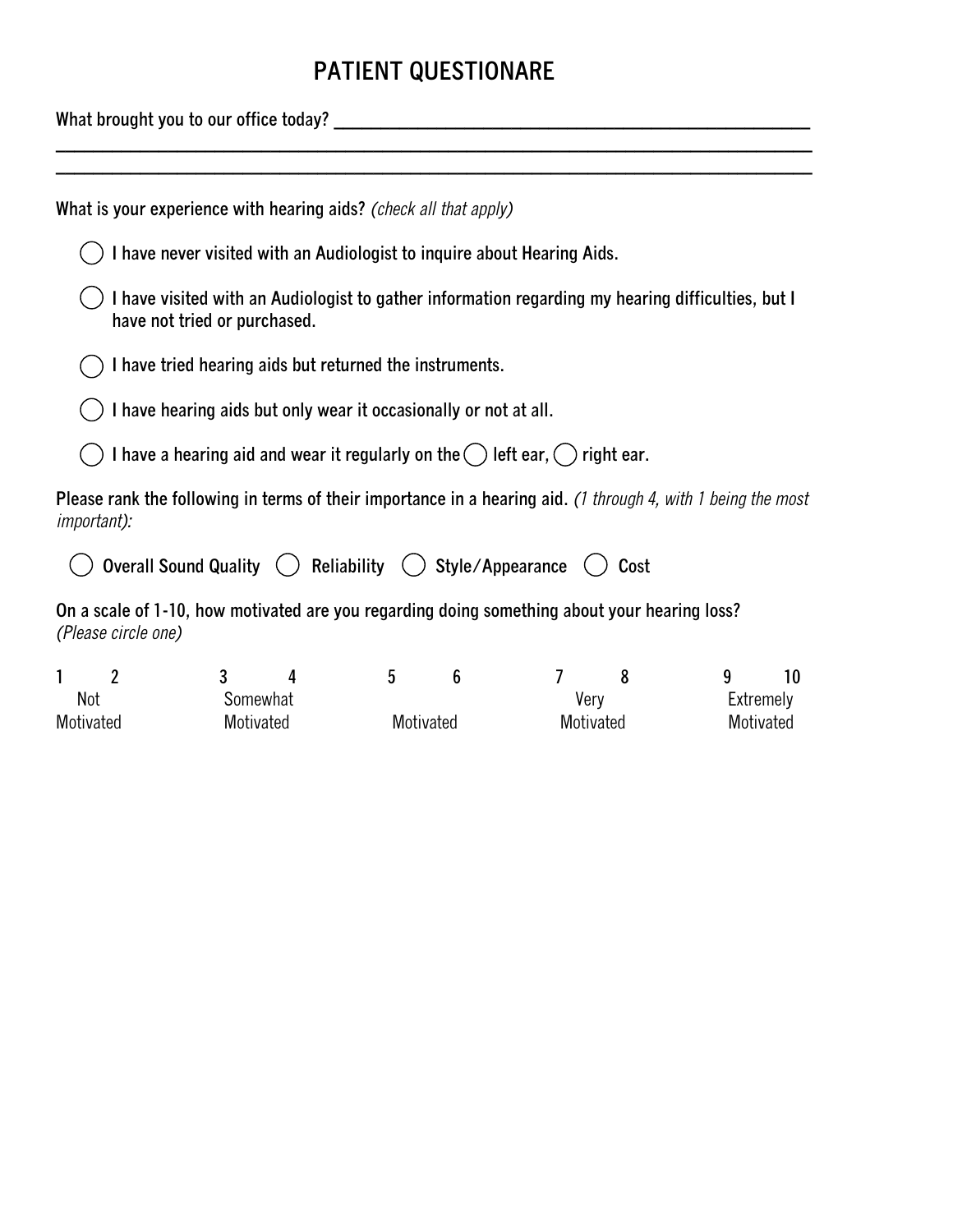# PATIENT QUESTIONARE

What brought you to our office today? ______________________________________________

______________________________________________________________________

______________________________________________________________________

What is your experience with hearing aids? *(check all that apply)*

- ◯ I have never visited with an Audiologist to inquire about Hearing Aids.
- ◯ I have visited with an Audiologist to gather information regarding my hearing difficulties, but I have not tried or purchased.
- ◯ I have tried hearing aids but returned the instruments.
- ◯ I have hearing aids but only wear it occasionally or not at all.
- ◯ I have a hearing aid and wear it regularly on the ◯ left ear, ◯ right ear.

Please rank the following in terms of their importance in a hearing aid. *(1 through 4, with 1 being the most important):*

◯ Overall Sound Quality ◯ Reliability ◯ Style/Appearance ◯ Cost

On a scale of 1-10, how motivated are you regarding doing something about your hearing loss? *(Please circle one)*

| 1 2 | 3 4 | 5 6 | 7 8 | 9 10 |
|---|---|---|---|---|
| Not Motivated | Somewhat Motivated | Motivated | Very Motivated | Extremely Motivated |